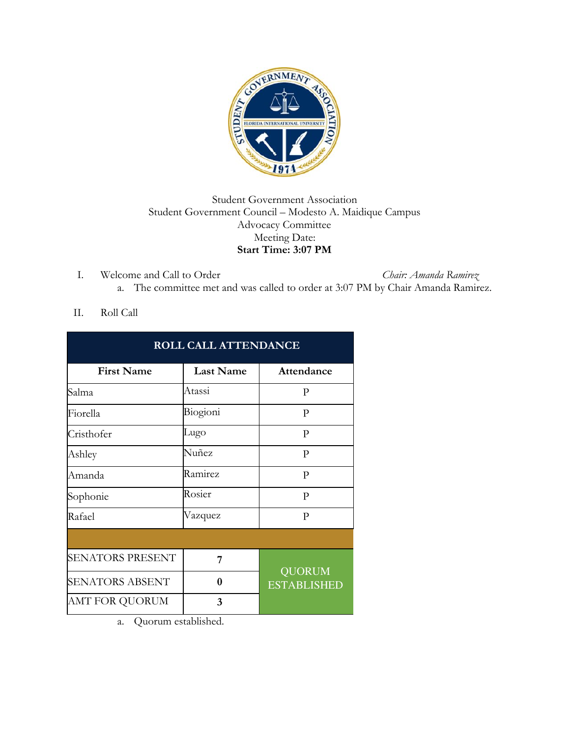Student Government Association
Student Government Council – Modesto A. Maidique Campus
Advocacy Committee
Meeting Date:
**Start Time: 3:07 PM**

I. Welcome and Call to Order *Chair: Amanda Ramirez*
   a. The committee met and was called to order at 3:07 PM by Chair Amanda Ramirez.

II. Roll Call

| ROLL CALL ATTENDANCE | | |
|---|---|---|
| **First Name** | **Last Name** | **Attendance** |
| Salma | Atassi | P |
| Fiorella | Biogioni | P |
| Cristhofer | Lugo | P |
| Ashley | Nuñez | P |
| Amanda | Ramirez | P |
| Sophonie | Rosier | P |
| Rafael | Vazquez | P |
| | | |
| SENATORS PRESENT | 7 | QUORUM ESTABLISHED |
| SENATORS ABSENT | 0 | |
| AMT FOR QUORUM | 3 | |

   a. Quorum established.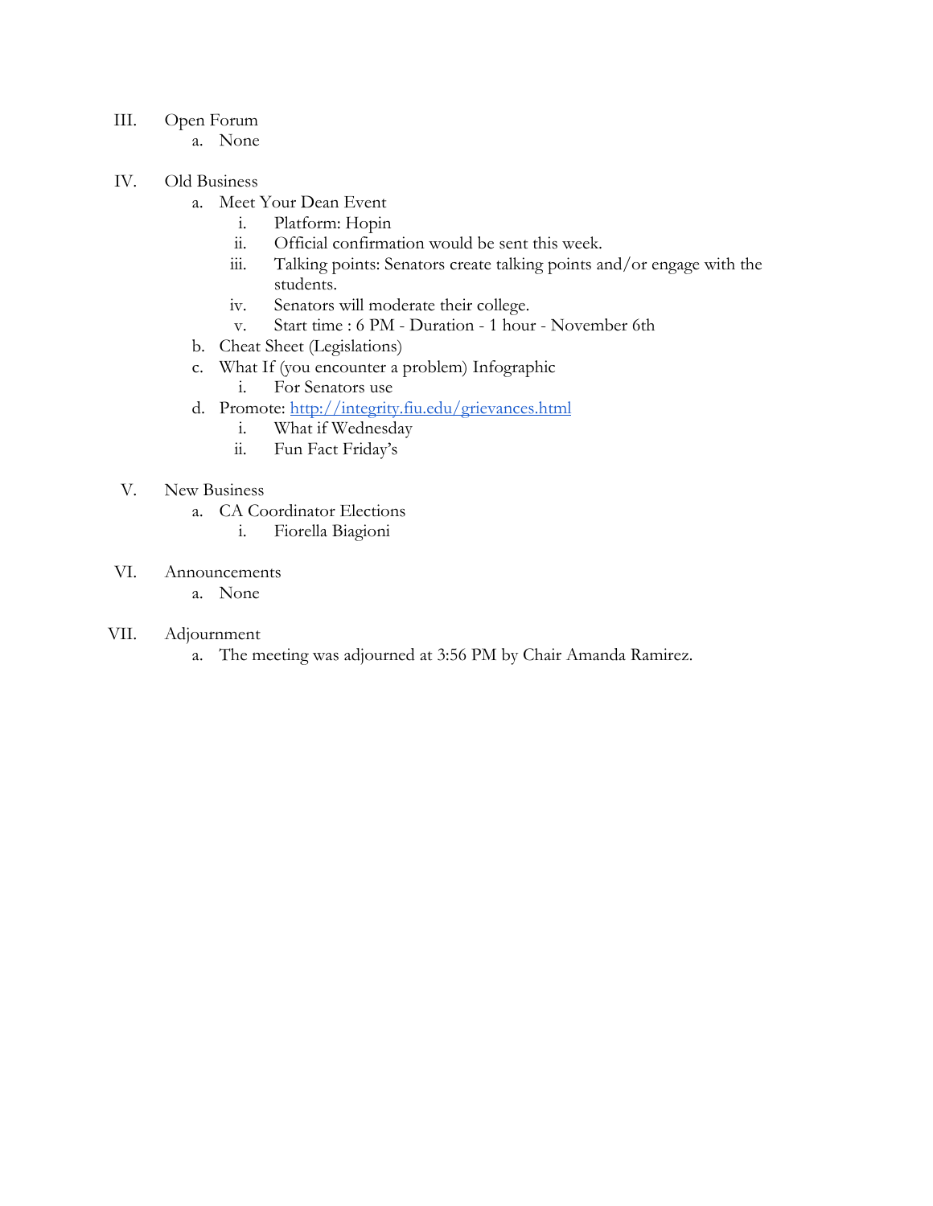III. Open Forum
   a. None

IV. Old Business
   a. Meet Your Dean Event
      i. Platform: Hopin
      ii. Official confirmation would be sent this week.
      iii. Talking points: Senators create talking points and/or engage with the students.
      iv. Senators will moderate their college.
      v. Start time : 6 PM - Duration - 1 hour - November 6th
   b. Cheat Sheet (Legislations)
   c. What If (you encounter a problem) Infographic
      i. For Senators use
   d. Promote: [http://integrity.fiu.edu/grievances.html](http://integrity.fiu.edu/grievances.html)
      i. What if Wednesday
      ii. Fun Fact Friday's

V. New Business
   a. CA Coordinator Elections
      i. Fiorella Biagioni

VI. Announcements
   a. None

VII. Adjournment
   a. The meeting was adjourned at 3:56 PM by Chair Amanda Ramirez.